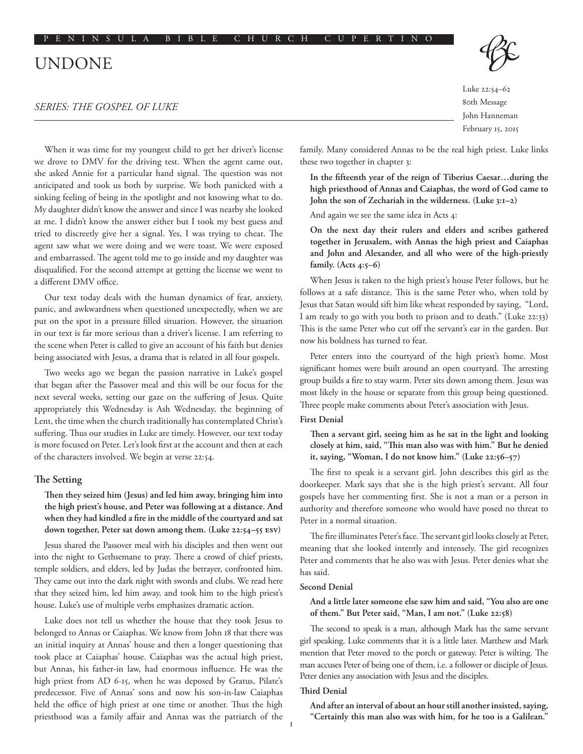# UNDONE

*SERIES: THE GOSPEL OF LUKE*

Luke 22:54–62
80th Message
John Hanneman
February 15, 2015

When it was time for my youngest child to get her driver's license we drove to DMV for the driving test. When the agent came out, she asked Annie for a particular hand signal. The question was not anticipated and took us both by surprise. We both panicked with a sinking feeling of being in the spotlight and not knowing what to do. My daughter didn't know the answer and since I was nearby she looked at me. I didn't know the answer either but I took my best guess and tried to discreetly give her a signal. Yes, I was trying to cheat. The agent saw what we were doing and we were toast. We were exposed and embarrassed. The agent told me to go inside and my daughter was disqualified. For the second attempt at getting the license we went to a different DMV office.

Our text today deals with the human dynamics of fear, anxiety, panic, and awkwardness when questioned unexpectedly, when we are put on the spot in a pressure filled situation. However, the situation in our text is far more serious than a driver's license. I am referring to the scene when Peter is called to give an account of his faith but denies being associated with Jesus, a drama that is related in all four gospels.

Two weeks ago we began the passion narrative in Luke's gospel that began after the Passover meal and this will be our focus for the next several weeks, setting our gaze on the suffering of Jesus. Quite appropriately this Wednesday is Ash Wednesday, the beginning of Lent, the time when the church traditionally has contemplated Christ's suffering. Thus our studies in Luke are timely. However, our text today is more focused on Peter. Let's look first at the account and then at each of the characters involved. We begin at verse 22:54.

## The Setting

**Then they seized him (Jesus) and led him away, bringing him into the high priest's house, and Peter was following at a distance. And when they had kindled a fire in the middle of the courtyard and sat down together, Peter sat down among them. (Luke 22:54–55 ESV)**

Jesus shared the Passover meal with his disciples and then went out into the night to Gethsemane to pray. There a crowd of chief priests, temple soldiers, and elders, led by Judas the betrayer, confronted him. They came out into the dark night with swords and clubs. We read here that they seized him, led him away, and took him to the high priest's house. Luke's use of multiple verbs emphasizes dramatic action.

Luke does not tell us whether the house that they took Jesus to belonged to Annas or Caiaphas. We know from John 18 that there was an initial inquiry at Annas' house and then a longer questioning that took place at Caiaphas' house. Caiaphas was the actual high priest, but Annas, his father-in law, had enormous influence. He was the high priest from AD 6-15, when he was deposed by Gratus, Pilate's predecessor. Five of Annas' sons and now his son-in-law Caiaphas held the office of high priest at one time or another. Thus the high priesthood was a family affair and Annas was the patriarch of the family. Many considered Annas to be the real high priest. Luke links these two together in chapter 3:

**In the fifteenth year of the reign of Tiberius Caesar…during the high priesthood of Annas and Caiaphas, the word of God came to John the son of Zechariah in the wilderness. (Luke 3:1–2)**

And again we see the same idea in Acts 4:

**On the next day their rulers and elders and scribes gathered together in Jerusalem, with Annas the high priest and Caiaphas and John and Alexander, and all who were of the high-priestly family. (Acts 4:5–6)**

When Jesus is taken to the high priest's house Peter follows, but he follows at a safe distance. This is the same Peter who, when told by Jesus that Satan would sift him like wheat responded by saying, "Lord, I am ready to go with you both to prison and to death." (Luke 22:33) This is the same Peter who cut off the servant's ear in the garden. But now his boldness has turned to fear.

Peter enters into the courtyard of the high priest's home. Most significant homes were built around an open courtyard. The arresting group builds a fire to stay warm. Peter sits down among them. Jesus was most likely in the house or separate from this group being questioned. Three people make comments about Peter's association with Jesus.

### First Denial

**Then a servant girl, seeing him as he sat in the light and looking closely at him, said, "This man also was with him." But he denied it, saying, "Woman, I do not know him." (Luke 22:56–57)**

The first to speak is a servant girl. John describes this girl as the doorkeeper. Mark says that she is the high priest's servant. All four gospels have her commenting first. She is not a man or a person in authority and therefore someone who would have posed no threat to Peter in a normal situation.

The fire illuminates Peter's face. The servant girl looks closely at Peter, meaning that she looked intently and intensely. The girl recognizes Peter and comments that he also was with Jesus. Peter denies what she has said.

### Second Denial

**And a little later someone else saw him and said, "You also are one of them." But Peter said, "Man, I am not." (Luke 22:58)**

The second to speak is a man, although Mark has the same servant girl speaking. Luke comments that it is a little later. Matthew and Mark mention that Peter moved to the porch or gateway. Peter is wilting. The man accuses Peter of being one of them, i.e. a follower or disciple of Jesus. Peter denies any association with Jesus and the disciples.

### Third Denial

**And after an interval of about an hour still another insisted, saying, "Certainly this man also was with him, for he too is a Galilean."**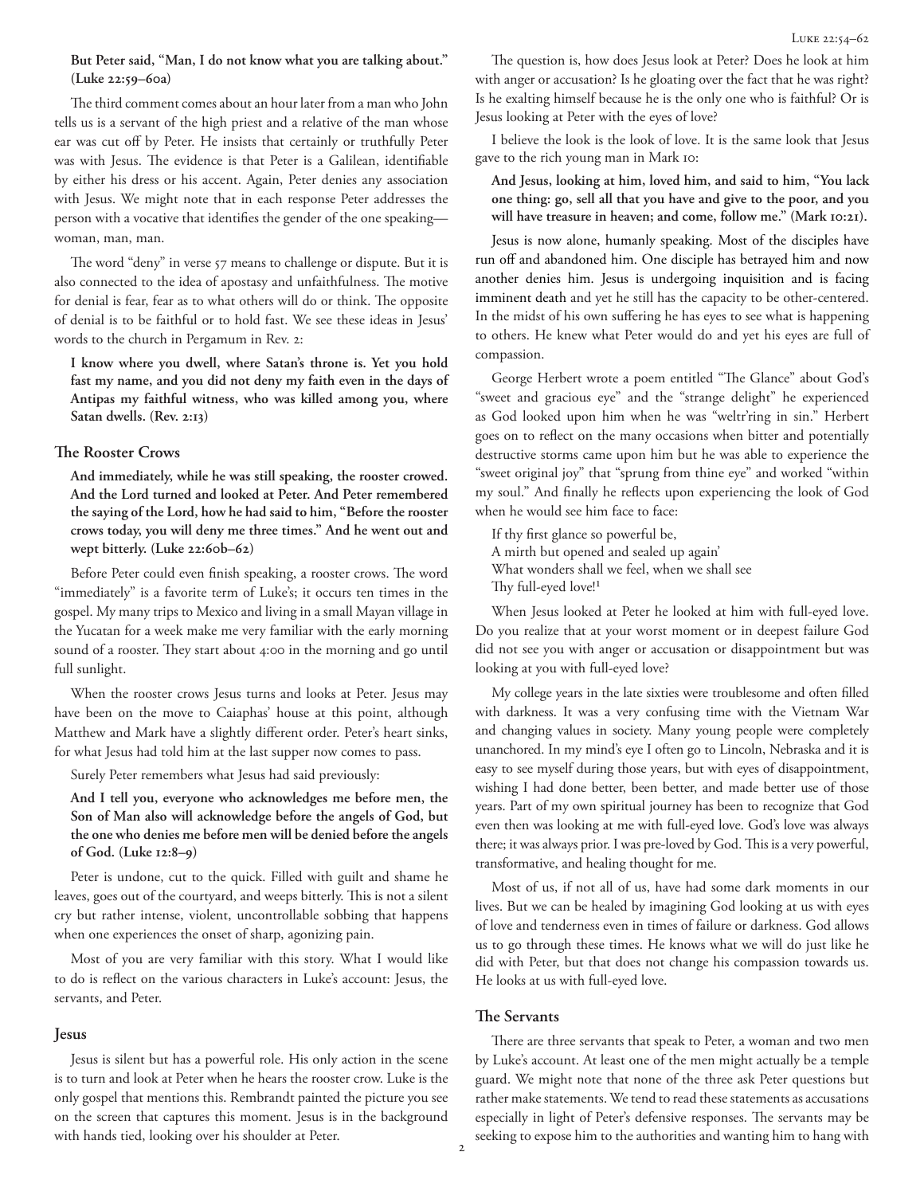**But Peter said, "Man, I do not know what you are talking about." (Luke 22:59–60a)**

The third comment comes about an hour later from a man who John tells us is a servant of the high priest and a relative of the man whose ear was cut off by Peter. He insists that certainly or truthfully Peter was with Jesus. The evidence is that Peter is a Galilean, identifiable by either his dress or his accent. Again, Peter denies any association with Jesus. We might note that in each response Peter addresses the person with a vocative that identifies the gender of the one speaking—woman, man, man.

The word "deny" in verse 57 means to challenge or dispute. But it is also connected to the idea of apostasy and unfaithfulness. The motive for denial is fear, fear as to what others will do or think. The opposite of denial is to be faithful or to hold fast. We see these ideas in Jesus' words to the church in Pergamum in Rev. 2:

**I know where you dwell, where Satan's throne is. Yet you hold fast my name, and you did not deny my faith even in the days of Antipas my faithful witness, who was killed among you, where Satan dwells. (Rev. 2:13)**

## The Rooster Crows

**And immediately, while he was still speaking, the rooster crowed. And the Lord turned and looked at Peter. And Peter remembered the saying of the Lord, how he had said to him, "Before the rooster crows today, you will deny me three times." And he went out and wept bitterly. (Luke 22:60b–62)**

Before Peter could even finish speaking, a rooster crows. The word "immediately" is a favorite term of Luke's; it occurs ten times in the gospel. My many trips to Mexico and living in a small Mayan village in the Yucatan for a week make me very familiar with the early morning sound of a rooster. They start about 4:00 in the morning and go until full sunlight.

When the rooster crows Jesus turns and looks at Peter. Jesus may have been on the move to Caiaphas' house at this point, although Matthew and Mark have a slightly different order. Peter's heart sinks, for what Jesus had told him at the last supper now comes to pass.

Surely Peter remembers what Jesus had said previously:

**And I tell you, everyone who acknowledges me before men, the Son of Man also will acknowledge before the angels of God, but the one who denies me before men will be denied before the angels of God. (Luke 12:8–9)**

Peter is undone, cut to the quick. Filled with guilt and shame he leaves, goes out of the courtyard, and weeps bitterly. This is not a silent cry but rather intense, violent, uncontrollable sobbing that happens when one experiences the onset of sharp, agonizing pain.

Most of you are very familiar with this story. What I would like to do is reflect on the various characters in Luke's account: Jesus, the servants, and Peter.

## Jesus

Jesus is silent but has a powerful role. His only action in the scene is to turn and look at Peter when he hears the rooster crow. Luke is the only gospel that mentions this. Rembrandt painted the picture you see on the screen that captures this moment. Jesus is in the background with hands tied, looking over his shoulder at Peter.

The question is, how does Jesus look at Peter? Does he look at him with anger or accusation? Is he gloating over the fact that he was right? Is he exalting himself because he is the only one who is faithful? Or is Jesus looking at Peter with the eyes of love?

I believe the look is the look of love. It is the same look that Jesus gave to the rich young man in Mark 10:

**And Jesus, looking at him, loved him, and said to him, "You lack one thing: go, sell all that you have and give to the poor, and you will have treasure in heaven; and come, follow me." (Mark 10:21).**

Jesus is now alone, humanly speaking. Most of the disciples have run off and abandoned him. One disciple has betrayed him and now another denies him. Jesus is undergoing inquisition and is facing imminent death and yet he still has the capacity to be other-centered. In the midst of his own suffering he has eyes to see what is happening to others. He knew what Peter would do and yet his eyes are full of compassion.

George Herbert wrote a poem entitled "The Glance" about God's "sweet and gracious eye" and the "strange delight" he experienced as God looked upon him when he was "weltr'ring in sin." Herbert goes on to reflect on the many occasions when bitter and potentially destructive storms came upon him but he was able to experience the "sweet original joy" that "sprung from thine eye" and worked "within my soul." And finally he reflects upon experiencing the look of God when he would see him face to face:

If thy first glance so powerful be,  
A mirth but opened and sealed up again'  
What wonders shall we feel, when we shall see  
Thy full-eyed love![1]

When Jesus looked at Peter he looked at him with full-eyed love. Do you realize that at your worst moment or in deepest failure God did not see you with anger or accusation or disappointment but was looking at you with full-eyed love?

My college years in the late sixties were troublesome and often filled with darkness. It was a very confusing time with the Vietnam War and changing values in society. Many young people were completely unanchored. In my mind's eye I often go to Lincoln, Nebraska and it is easy to see myself during those years, but with eyes of disappointment, wishing I had done better, been better, and made better use of those years. Part of my own spiritual journey has been to recognize that God even then was looking at me with full-eyed love. God's love was always there; it was always prior. I was pre-loved by God. This is a very powerful, transformative, and healing thought for me.

Most of us, if not all of us, have had some dark moments in our lives. But we can be healed by imagining God looking at us with eyes of love and tenderness even in times of failure or darkness. God allows us to go through these times. He knows what we will do just like he did with Peter, but that does not change his compassion towards us. He looks at us with full-eyed love.

## The Servants

There are three servants that speak to Peter, a woman and two men by Luke's account. At least one of the men might actually be a temple guard. We might note that none of the three ask Peter questions but rather make statements. We tend to read these statements as accusations especially in light of Peter's defensive responses. The servants may be seeking to expose him to the authorities and wanting him to hang with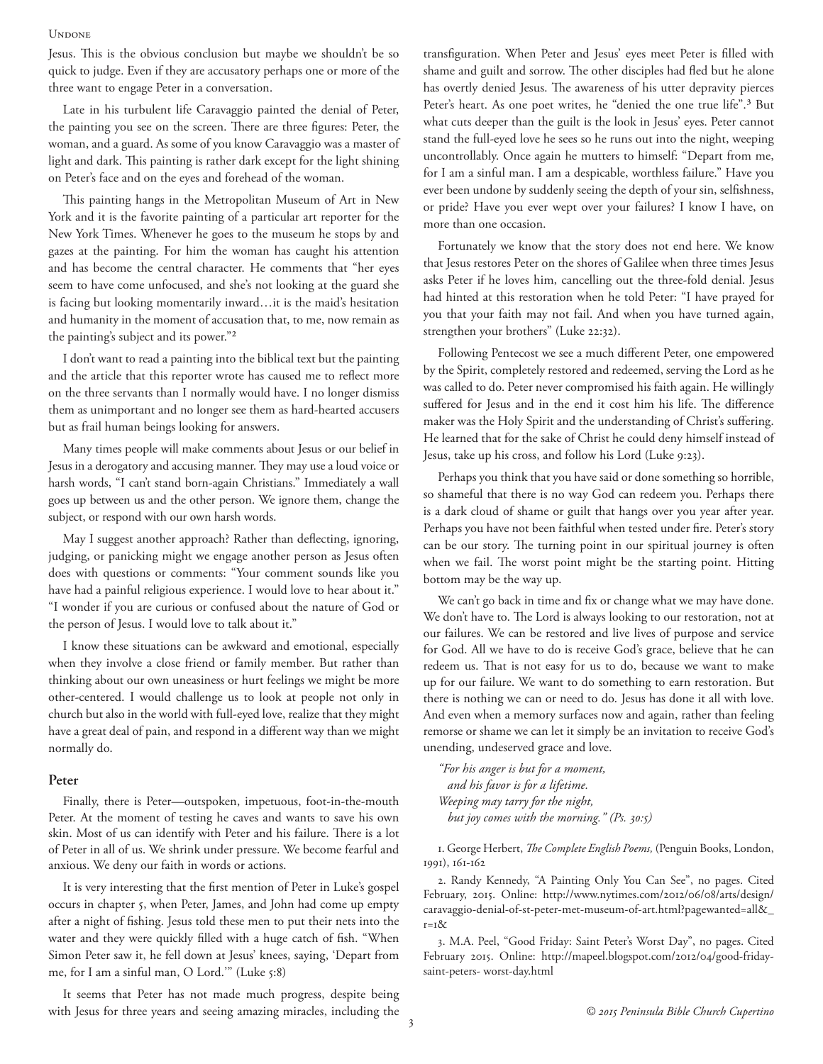Jesus. This is the obvious conclusion but maybe we shouldn't be so quick to judge. Even if they are accusatory perhaps one or more of the three want to engage Peter in a conversation.

Late in his turbulent life Caravaggio painted the denial of Peter, the painting you see on the screen. There are three figures: Peter, the woman, and a guard. As some of you know Caravaggio was a master of light and dark. This painting is rather dark except for the light shining on Peter's face and on the eyes and forehead of the woman.

This painting hangs in the Metropolitan Museum of Art in New York and it is the favorite painting of a particular art reporter for the New York Times. Whenever he goes to the museum he stops by and gazes at the painting. For him the woman has caught his attention and has become the central character. He comments that "her eyes seem to have come unfocused, and she's not looking at the guard she is facing but looking momentarily inward…it is the maid's hesitation and humanity in the moment of accusation that, to me, now remain as the painting's subject and its power."[2]

I don't want to read a painting into the biblical text but the painting and the article that this reporter wrote has caused me to reflect more on the three servants than I normally would have. I no longer dismiss them as unimportant and no longer see them as hard-hearted accusers but as frail human beings looking for answers.

Many times people will make comments about Jesus or our belief in Jesus in a derogatory and accusing manner. They may use a loud voice or harsh words, "I can't stand born-again Christians." Immediately a wall goes up between us and the other person. We ignore them, change the subject, or respond with our own harsh words.

May I suggest another approach? Rather than deflecting, ignoring, judging, or panicking might we engage another person as Jesus often does with questions or comments: "Your comment sounds like you have had a painful religious experience. I would love to hear about it." "I wonder if you are curious or confused about the nature of God or the person of Jesus. I would love to talk about it."

I know these situations can be awkward and emotional, especially when they involve a close friend or family member. But rather than thinking about our own uneasiness or hurt feelings we might be more other-centered. I would challenge us to look at people not only in church but also in the world with full-eyed love, realize that they might have a great deal of pain, and respond in a different way than we might normally do.

### Peter

Finally, there is Peter—outspoken, impetuous, foot-in-the-mouth Peter. At the moment of testing he caves and wants to save his own skin. Most of us can identify with Peter and his failure. There is a lot of Peter in all of us. We shrink under pressure. We become fearful and anxious. We deny our faith in words or actions.

It is very interesting that the first mention of Peter in Luke's gospel occurs in chapter 5, when Peter, James, and John had come up empty after a night of fishing. Jesus told these men to put their nets into the water and they were quickly filled with a huge catch of fish. "When Simon Peter saw it, he fell down at Jesus' knees, saying, 'Depart from me, for I am a sinful man, O Lord.'" (Luke 5:8)

It seems that Peter has not made much progress, despite being with Jesus for three years and seeing amazing miracles, including the transfiguration. When Peter and Jesus' eyes meet Peter is filled with shame and guilt and sorrow. The other disciples had fled but he alone has overtly denied Jesus. The awareness of his utter depravity pierces Peter's heart. As one poet writes, he "denied the one true life".[3] But what cuts deeper than the guilt is the look in Jesus' eyes. Peter cannot stand the full-eyed love he sees so he runs out into the night, weeping uncontrollably. Once again he mutters to himself: "Depart from me, for I am a sinful man. I am a despicable, worthless failure." Have you ever been undone by suddenly seeing the depth of your sin, selfishness, or pride? Have you ever wept over your failures? I know I have, on more than one occasion.

Fortunately we know that the story does not end here. We know that Jesus restores Peter on the shores of Galilee when three times Jesus asks Peter if he loves him, cancelling out the three-fold denial. Jesus had hinted at this restoration when he told Peter: "I have prayed for you that your faith may not fail. And when you have turned again, strengthen your brothers" (Luke 22:32).

Following Pentecost we see a much different Peter, one empowered by the Spirit, completely restored and redeemed, serving the Lord as he was called to do. Peter never compromised his faith again. He willingly suffered for Jesus and in the end it cost him his life. The difference maker was the Holy Spirit and the understanding of Christ's suffering. He learned that for the sake of Christ he could deny himself instead of Jesus, take up his cross, and follow his Lord (Luke 9:23).

Perhaps you think that you have said or done something so horrible, so shameful that there is no way God can redeem you. Perhaps there is a dark cloud of shame or guilt that hangs over you year after year. Perhaps you have not been faithful when tested under fire. Peter's story can be our story. The turning point in our spiritual journey is often when we fail. The worst point might be the starting point. Hitting bottom may be the way up.

We can't go back in time and fix or change what we may have done. We don't have to. The Lord is always looking to our restoration, not at our failures. We can be restored and live lives of purpose and service for God. All we have to do is receive God's grace, believe that he can redeem us. That is not easy for us to do, because we want to make up for our failure. We want to do something to earn restoration. But there is nothing we can or need to do. Jesus has done it all with love. And even when a memory surfaces now and again, rather than feeling remorse or shame we can let it simply be an invitation to receive God's unending, undeserved grace and love.

> *"For his anger is but for a moment,*
> *and his favor is for a lifetime.*
> *Weeping may tarry for the night,*
> *but joy comes with the morning." (Ps. 30:5)*

1. George Herbert, *The Complete English Poems,* (Penguin Books, London, 1991), 161-162

2. Randy Kennedy, "A Painting Only You Can See", no pages. Cited February, 2015. Online: http://www.nytimes.com/2012/06/08/arts/design/caravaggio-denial-of-st-peter-met-museum-of-art.html?pagewanted=all&_r=1&

3. M.A. Peel, "Good Friday: Saint Peter's Worst Day", no pages. Cited February 2015. Online: http://mapeel.blogspot.com/2012/04/good-friday-saint-peters- worst-day.html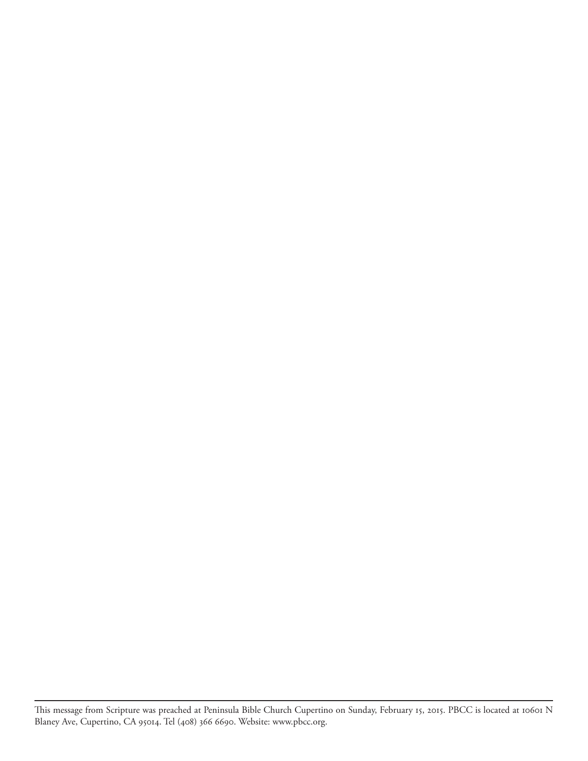This message from Scripture was preached at Peninsula Bible Church Cupertino on Sunday, February 15, 2015. PBCC is located at 10601 N Blaney Ave, Cupertino, CA 95014. Tel (408) 366 6690. Website: www.pbcc.org.